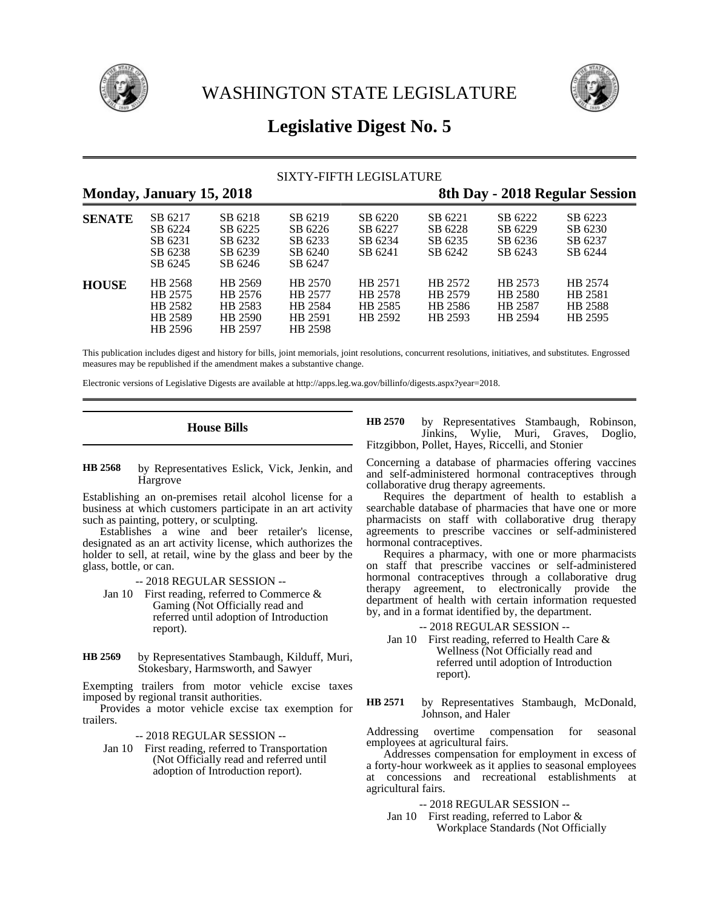# WASHINGTON STATE LEGISLATURE

## Legislative Digest No. 5

SIXTY-FIFTH LEGISLATURE

**Monday, January 15, 2018** | **8th Day - 2018 Regular Session**

| | | | | | | | |
|---|---|---|---|---|---|---|---|
| **SENATE** | SB 6217 | SB 6218 | SB 6219 | SB 6220 | SB 6221 | SB 6222 | SB 6223 |
| | SB 6224 | SB 6225 | SB 6226 | SB 6227 | SB 6228 | SB 6229 | SB 6230 |
| | SB 6231 | SB 6232 | SB 6233 | SB 6234 | SB 6235 | SB 6236 | SB 6237 |
| | SB 6238 | SB 6239 | SB 6240 | SB 6241 | SB 6242 | SB 6243 | SB 6244 |
| | SB 6245 | SB 6246 | SB 6247 | | | | |
| **HOUSE** | HB 2568 | HB 2569 | HB 2570 | HB 2571 | HB 2572 | HB 2573 | HB 2574 |
| | HB 2575 | HB 2576 | HB 2577 | HB 2578 | HB 2579 | HB 2580 | HB 2581 |
| | HB 2582 | HB 2583 | HB 2584 | HB 2585 | HB 2586 | HB 2587 | HB 2588 |
| | HB 2589 | HB 2590 | HB 2591 | HB 2592 | HB 2593 | HB 2594 | HB 2595 |
| | HB 2596 | HB 2597 | HB 2598 | | | | |

This publication includes digest and history for bills, joint memorials, joint resolutions, concurrent resolutions, initiatives, and substitutes. Engrossed measures may be republished if the amendment makes a substantive change.

Electronic versions of Legislative Digests are available at http://apps.leg.wa.gov/billinfo/digests.aspx?year=2018.

### House Bills

**HB 2568** by Representatives Eslick, Vick, Jenkin, and Hargrove

Establishing an on-premises retail alcohol license for a business at which customers participate in an art activity such as painting, pottery, or sculpting.

Establishes a wine and beer retailer's license, designated as an art activity license, which authorizes the holder to sell, at retail, wine by the glass and beer by the glass, bottle, or can.

-- 2018 REGULAR SESSION --

Jan 10 First reading, referred to Commerce & Gaming (Not Officially read and referred until adoption of Introduction report).

**HB 2569** by Representatives Stambaugh, Kilduff, Muri, Stokesbary, Harmsworth, and Sawyer

Exempting trailers from motor vehicle excise taxes imposed by regional transit authorities.

Provides a motor vehicle excise tax exemption for trailers.

-- 2018 REGULAR SESSION --

Jan 10 First reading, referred to Transportation (Not Officially read and referred until adoption of Introduction report).

**HB 2570** by Representatives Stambaugh, Robinson, Jinkins, Wylie, Muri, Graves, Doglio, Fitzgibbon, Pollet, Hayes, Riccelli, and Stonier

Concerning a database of pharmacies offering vaccines and self-administered hormonal contraceptives through collaborative drug therapy agreements.

Requires the department of health to establish a searchable database of pharmacies that have one or more pharmacists on staff with collaborative drug therapy agreements to prescribe vaccines or self-administered hormonal contraceptives.

Requires a pharmacy, with one or more pharmacists on staff that prescribe vaccines or self-administered hormonal contraceptives through a collaborative drug therapy agreement, to electronically provide the department of health with certain information requested by, and in a format identified by, the department.

-- 2018 REGULAR SESSION --

Jan 10 First reading, referred to Health Care & Wellness (Not Officially read and referred until adoption of Introduction report).

**HB 2571** by Representatives Stambaugh, McDonald, Johnson, and Haler

Addressing overtime compensation for seasonal employees at agricultural fairs.

Addresses compensation for employment in excess of a forty-hour workweek as it applies to seasonal employees at concessions and recreational establishments at agricultural fairs.

-- 2018 REGULAR SESSION --

Jan 10 First reading, referred to Labor & Workplace Standards (Not Officially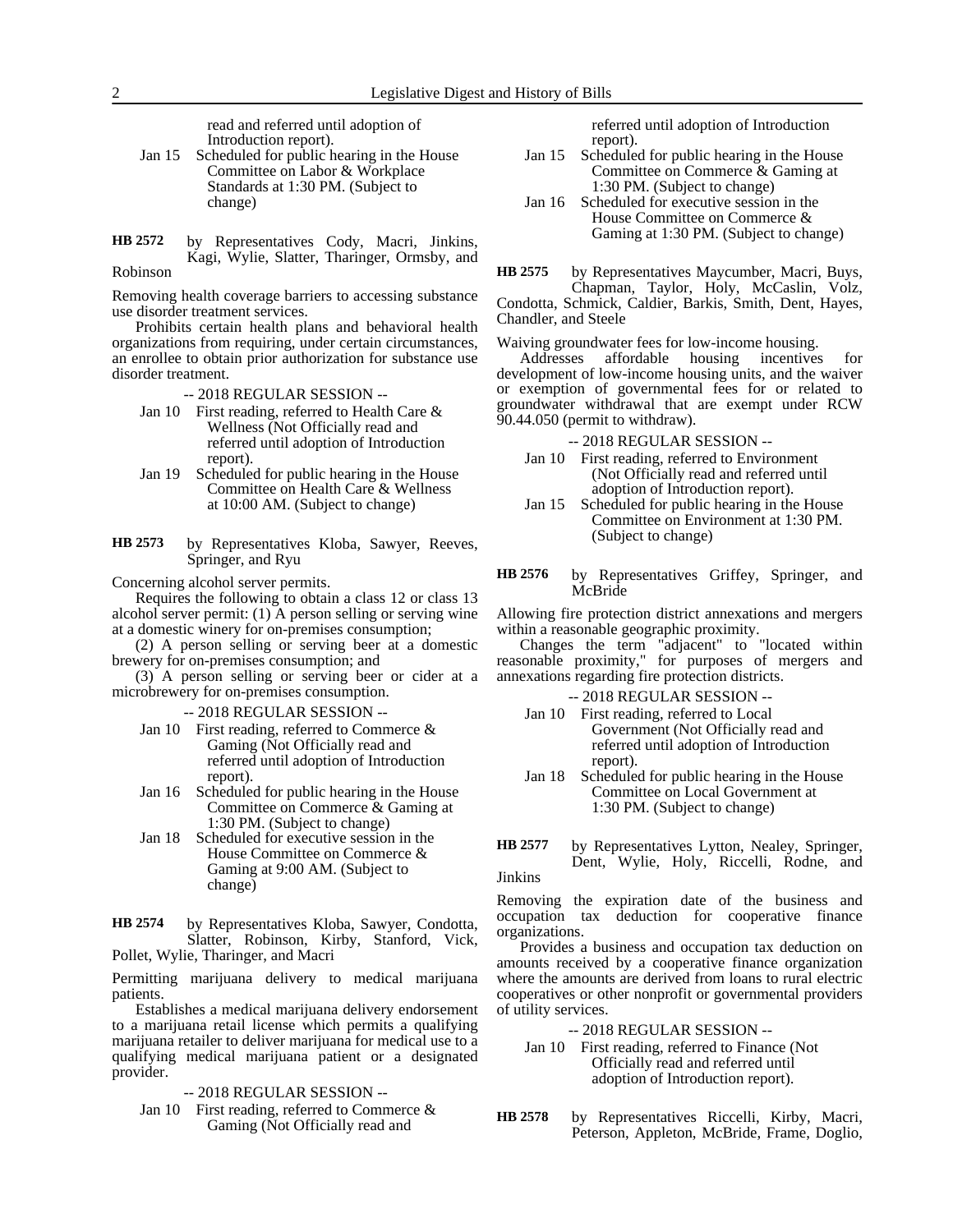read and referred until adoption of Introduction report).

Jan 15 Scheduled for public hearing in the House Committee on Labor & Workplace Standards at 1:30 PM. (Subject to change)

**HB 2572** by Representatives Cody, Macri, Jinkins, Kagi, Wylie, Slatter, Tharinger, Ormsby, and Robinson

Removing health coverage barriers to accessing substance use disorder treatment services.

Prohibits certain health plans and behavioral health organizations from requiring, under certain circumstances, an enrollee to obtain prior authorization for substance use disorder treatment.

-- 2018 REGULAR SESSION --

Jan 10 First reading, referred to Health Care & Wellness (Not Officially read and referred until adoption of Introduction report).

Jan 19 Scheduled for public hearing in the House Committee on Health Care & Wellness at 10:00 AM. (Subject to change)

**HB 2573** by Representatives Kloba, Sawyer, Reeves, Springer, and Ryu

Concerning alcohol server permits.

Requires the following to obtain a class 12 or class 13 alcohol server permit: (1) A person selling or serving wine at a domestic winery for on-premises consumption;

(2) A person selling or serving beer at a domestic brewery for on-premises consumption; and

(3) A person selling or serving beer or cider at a microbrewery for on-premises consumption.

-- 2018 REGULAR SESSION --

Jan 10 First reading, referred to Commerce & Gaming (Not Officially read and referred until adoption of Introduction report).

Jan 16 Scheduled for public hearing in the House Committee on Commerce & Gaming at 1:30 PM. (Subject to change)

Jan 18 Scheduled for executive session in the House Committee on Commerce & Gaming at 9:00 AM. (Subject to change)

**HB 2574** by Representatives Kloba, Sawyer, Condotta, Slatter, Robinson, Kirby, Stanford, Vick, Pollet, Wylie, Tharinger, and Macri

Permitting marijuana delivery to medical marijuana patients.

Establishes a medical marijuana delivery endorsement to a marijuana retail license which permits a qualifying marijuana retailer to deliver marijuana for medical use to a qualifying medical marijuana patient or a designated provider.

-- 2018 REGULAR SESSION --

Jan 10 First reading, referred to Commerce & Gaming (Not Officially read and referred until adoption of Introduction report).

Jan 15 Scheduled for public hearing in the House Committee on Commerce & Gaming at 1:30 PM. (Subject to change)

Jan 16 Scheduled for executive session in the House Committee on Commerce & Gaming at 1:30 PM. (Subject to change)

**HB 2575** by Representatives Maycumber, Macri, Buys, Chapman, Taylor, Holy, McCaslin, Volz, Condotta, Schmick, Caldier, Barkis, Smith, Dent, Hayes, Chandler, and Steele

Waiving groundwater fees for low-income housing.

Addresses affordable housing incentives for development of low-income housing units, and the waiver or exemption of governmental fees for or related to groundwater withdrawal that are exempt under RCW 90.44.050 (permit to withdraw).

-- 2018 REGULAR SESSION --

Jan 10 First reading, referred to Environment (Not Officially read and referred until adoption of Introduction report).

Jan 15 Scheduled for public hearing in the House Committee on Environment at 1:30 PM. (Subject to change)

**HB 2576** by Representatives Griffey, Springer, and McBride

Allowing fire protection district annexations and mergers within a reasonable geographic proximity.

Changes the term "adjacent" to "located within reasonable proximity," for purposes of mergers and annexations regarding fire protection districts.

-- 2018 REGULAR SESSION --

Jan 10 First reading, referred to Local Government (Not Officially read and referred until adoption of Introduction report).

Jan 18 Scheduled for public hearing in the House Committee on Local Government at 1:30 PM. (Subject to change)

**HB 2577** by Representatives Lytton, Nealey, Springer, Dent, Wylie, Holy, Riccelli, Rodne, and Jinkins

Removing the expiration date of the business and occupation tax deduction for cooperative finance organizations.

Provides a business and occupation tax deduction on amounts received by a cooperative finance organization where the amounts are derived from loans to rural electric cooperatives or other nonprofit or governmental providers of utility services.

-- 2018 REGULAR SESSION --

Jan 10 First reading, referred to Finance (Not Officially read and referred until adoption of Introduction report).

**HB 2578** by Representatives Riccelli, Kirby, Macri, Peterson, Appleton, McBride, Frame, Doglio,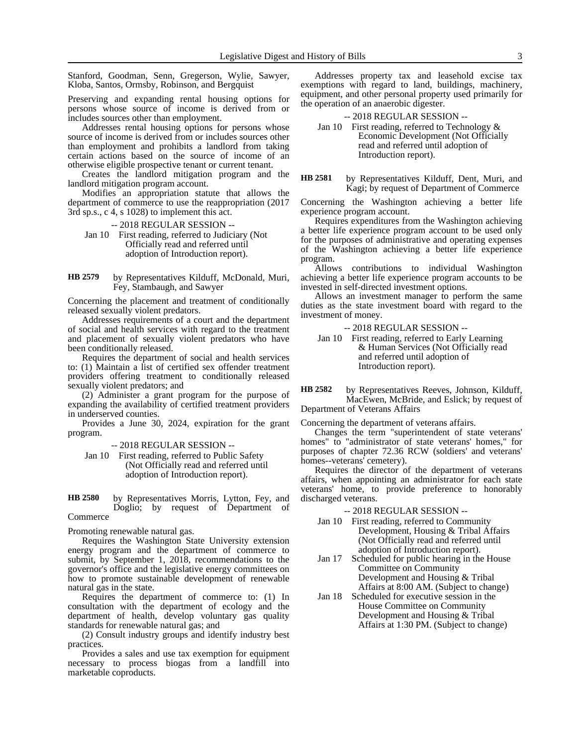Stanford, Goodman, Senn, Gregerson, Wylie, Sawyer, Kloba, Santos, Ormsby, Robinson, and Bergquist

Preserving and expanding rental housing options for persons whose source of income is derived from or includes sources other than employment.

Addresses rental housing options for persons whose source of income is derived from or includes sources other than employment and prohibits a landlord from taking certain actions based on the source of income of an otherwise eligible prospective tenant or current tenant.

Creates the landlord mitigation program and the landlord mitigation program account.

Modifies an appropriation statute that allows the department of commerce to use the reappropriation (2017 3rd sp.s., c 4, s 1028) to implement this act.

-- 2018 REGULAR SESSION --

Jan 10 First reading, referred to Judiciary (Not Officially read and referred until adoption of Introduction report).

**HB 2579** by Representatives Kilduff, McDonald, Muri, Fey, Stambaugh, and Sawyer

Concerning the placement and treatment of conditionally released sexually violent predators.

Addresses requirements of a court and the department of social and health services with regard to the treatment and placement of sexually violent predators who have been conditionally released.

Requires the department of social and health services to: (1) Maintain a list of certified sex offender treatment providers offering treatment to conditionally released sexually violent predators; and

(2) Administer a grant program for the purpose of expanding the availability of certified treatment providers in underserved counties.

Provides a June 30, 2024, expiration for the grant program.

-- 2018 REGULAR SESSION --

Jan 10 First reading, referred to Public Safety (Not Officially read and referred until adoption of Introduction report).

**HB 2580** by Representatives Morris, Lytton, Fey, and Doglio; by request of Department of Commerce

Promoting renewable natural gas.

Requires the Washington State University extension energy program and the department of commerce to submit, by September 1, 2018, recommendations to the governor's office and the legislative energy committees on how to promote sustainable development of renewable natural gas in the state.

Requires the department of commerce to: (1) In consultation with the department of ecology and the department of health, develop voluntary gas quality standards for renewable natural gas; and

(2) Consult industry groups and identify industry best practices.

Provides a sales and use tax exemption for equipment necessary to process biogas from a landfill into marketable coproducts.

Addresses property tax and leasehold excise tax exemptions with regard to land, buildings, machinery, equipment, and other personal property used primarily for the operation of an anaerobic digester.

-- 2018 REGULAR SESSION --

Jan 10 First reading, referred to Technology & Economic Development (Not Officially read and referred until adoption of Introduction report).

**HB 2581** by Representatives Kilduff, Dent, Muri, and Kagi; by request of Department of Commerce

Concerning the Washington achieving a better life experience program account.

Requires expenditures from the Washington achieving a better life experience program account to be used only for the purposes of administrative and operating expenses of the Washington achieving a better life experience program.

Allows contributions to individual Washington achieving a better life experience program accounts to be invested in self-directed investment options.

Allows an investment manager to perform the same duties as the state investment board with regard to the investment of money.

-- 2018 REGULAR SESSION --

Jan 10 First reading, referred to Early Learning & Human Services (Not Officially read and referred until adoption of Introduction report).

**HB 2582** by Representatives Reeves, Johnson, Kilduff, MacEwen, McBride, and Eslick; by request of Department of Veterans Affairs

Concerning the department of veterans affairs.

Changes the term "superintendent of state veterans' homes" to "administrator of state veterans' homes," for purposes of chapter 72.36 RCW (soldiers' and veterans' homes--veterans' cemetery).

Requires the director of the department of veterans affairs, when appointing an administrator for each state veterans' home, to provide preference to honorably discharged veterans.

-- 2018 REGULAR SESSION --

Jan 10 First reading, referred to Community Development, Housing & Tribal Affairs (Not Officially read and referred until adoption of Introduction report).

Jan 17 Scheduled for public hearing in the House Committee on Community Development and Housing & Tribal Affairs at 8:00 AM. (Subject to change)

Jan 18 Scheduled for executive session in the House Committee on Community Development and Housing & Tribal Affairs at 1:30 PM. (Subject to change)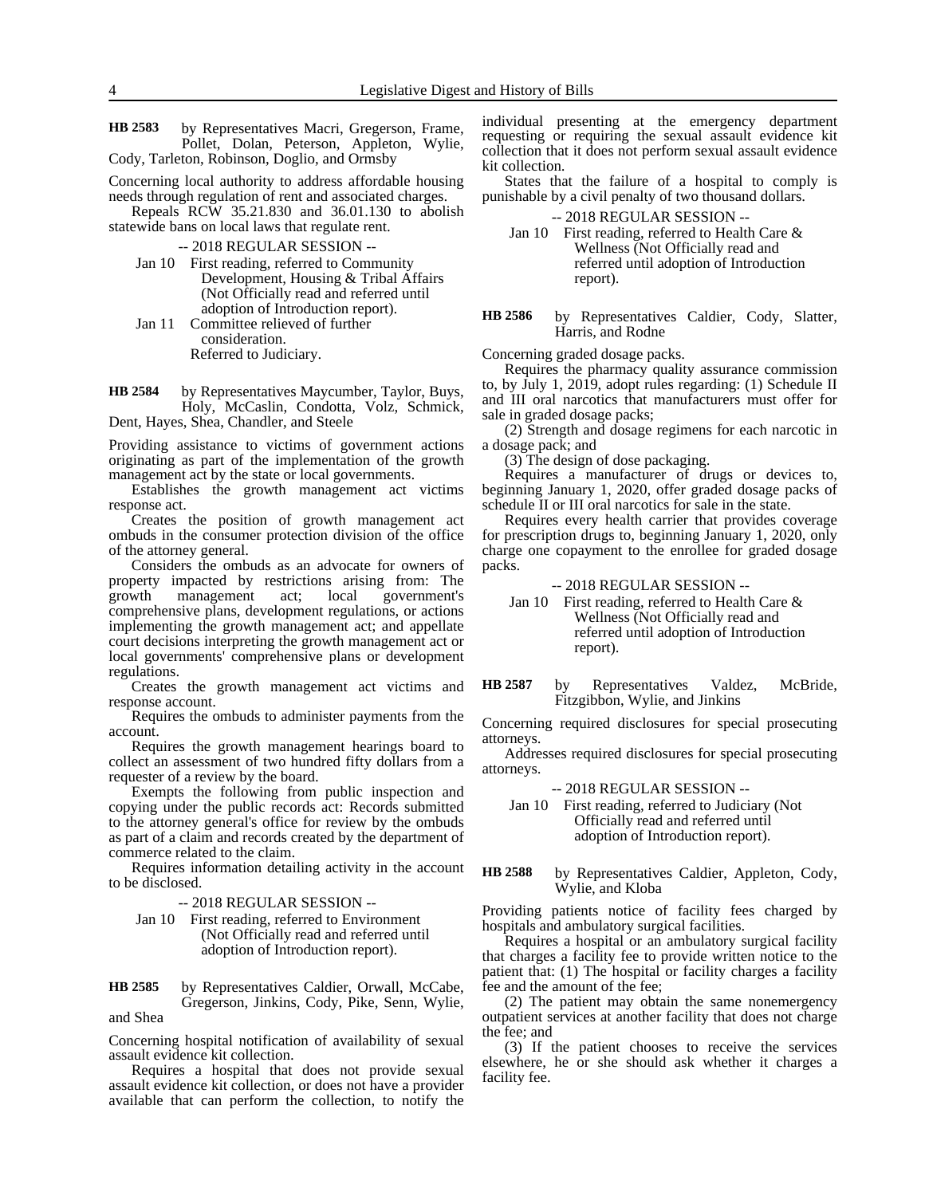**HB 2583** by Representatives Macri, Gregerson, Frame, Pollet, Dolan, Peterson, Appleton, Wylie, Cody, Tarleton, Robinson, Doglio, and Ormsby

Concerning local authority to address affordable housing needs through regulation of rent and associated charges.

Repeals RCW 35.21.830 and 36.01.130 to abolish statewide bans on local laws that regulate rent.

-- 2018 REGULAR SESSION --

Jan 10 First reading, referred to Community Development, Housing & Tribal Affairs (Not Officially read and referred until adoption of Introduction report).

Jan 11 Committee relieved of further consideration. Referred to Judiciary.

**HB 2584** by Representatives Maycumber, Taylor, Buys, Holy, McCaslin, Condotta, Volz, Schmick, Dent, Hayes, Shea, Chandler, and Steele

Providing assistance to victims of government actions originating as part of the implementation of the growth management act by the state or local governments.

Establishes the growth management act victims response act.

Creates the position of growth management act ombuds in the consumer protection division of the office of the attorney general.

Considers the ombuds as an advocate for owners of property impacted by restrictions arising from: The growth management act; local government's comprehensive plans, development regulations, or actions implementing the growth management act; and appellate court decisions interpreting the growth management act or local governments' comprehensive plans or development regulations.

Creates the growth management act victims and response account.

Requires the ombuds to administer payments from the account.

Requires the growth management hearings board to collect an assessment of two hundred fifty dollars from a requester of a review by the board.

Exempts the following from public inspection and copying under the public records act: Records submitted to the attorney general's office for review by the ombuds as part of a claim and records created by the department of commerce related to the claim.

Requires information detailing activity in the account to be disclosed.

-- 2018 REGULAR SESSION --

Jan 10 First reading, referred to Environment (Not Officially read and referred until adoption of Introduction report).

**HB 2585** by Representatives Caldier, Orwall, McCabe, Gregerson, Jinkins, Cody, Pike, Senn, Wylie, and Shea

Concerning hospital notification of availability of sexual assault evidence kit collection.

Requires a hospital that does not provide sexual assault evidence kit collection, or does not have a provider available that can perform the collection, to notify the individual presenting at the emergency department requesting or requiring the sexual assault evidence kit collection that it does not perform sexual assault evidence kit collection.

States that the failure of a hospital to comply is punishable by a civil penalty of two thousand dollars.

-- 2018 REGULAR SESSION --

Jan 10 First reading, referred to Health Care & Wellness (Not Officially read and referred until adoption of Introduction report).

**HB 2586** by Representatives Caldier, Cody, Slatter, Harris, and Rodne

Concerning graded dosage packs.

Requires the pharmacy quality assurance commission to, by July 1, 2019, adopt rules regarding: (1) Schedule II and III oral narcotics that manufacturers must offer for sale in graded dosage packs;

(2) Strength and dosage regimens for each narcotic in a dosage pack; and

(3) The design of dose packaging.

Requires a manufacturer of drugs or devices to, beginning January 1, 2020, offer graded dosage packs of schedule II or III oral narcotics for sale in the state.

Requires every health carrier that provides coverage for prescription drugs to, beginning January 1, 2020, only charge one copayment to the enrollee for graded dosage packs.

-- 2018 REGULAR SESSION --

Jan 10 First reading, referred to Health Care & Wellness (Not Officially read and referred until adoption of Introduction report).

**HB 2587** by Representatives Valdez, McBride, Fitzgibbon, Wylie, and Jinkins

Concerning required disclosures for special prosecuting attorneys.

Addresses required disclosures for special prosecuting attorneys.

-- 2018 REGULAR SESSION --

Jan 10 First reading, referred to Judiciary (Not Officially read and referred until adoption of Introduction report).

**HB 2588** by Representatives Caldier, Appleton, Cody, Wylie, and Kloba

Providing patients notice of facility fees charged by hospitals and ambulatory surgical facilities.

Requires a hospital or an ambulatory surgical facility that charges a facility fee to provide written notice to the patient that: (1) The hospital or facility charges a facility fee and the amount of the fee;

(2) The patient may obtain the same nonemergency outpatient services at another facility that does not charge the fee; and

(3) If the patient chooses to receive the services elsewhere, he or she should ask whether it charges a facility fee.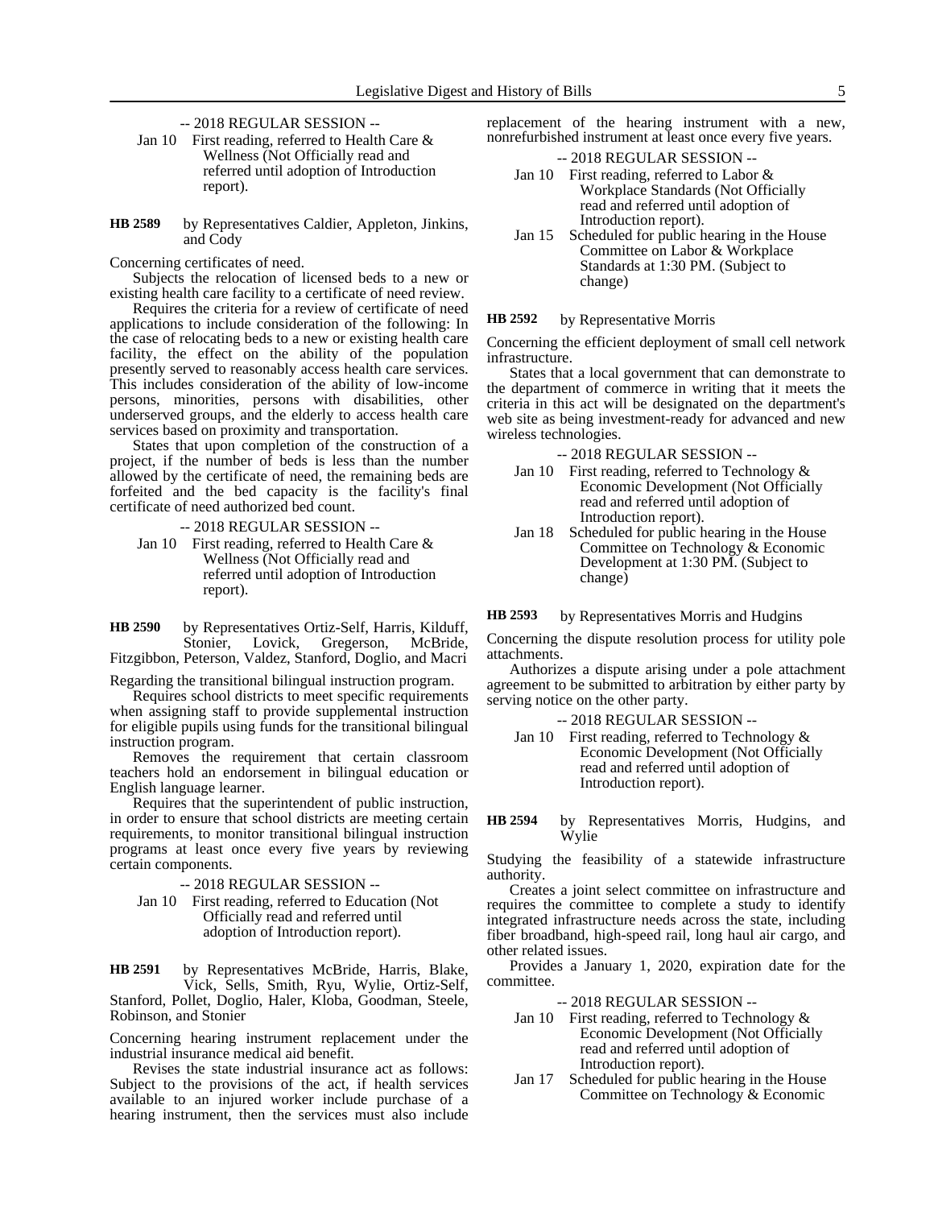-- 2018 REGULAR SESSION --

Jan 10 First reading, referred to Health Care & Wellness (Not Officially read and referred until adoption of Introduction report).

**HB 2589** by Representatives Caldier, Appleton, Jinkins, and Cody

Concerning certificates of need.

Subjects the relocation of licensed beds to a new or existing health care facility to a certificate of need review.

Requires the criteria for a review of certificate of need applications to include consideration of the following: In the case of relocating beds to a new or existing health care facility, the effect on the ability of the population presently served to reasonably access health care services. This includes consideration of the ability of low-income persons, minorities, persons with disabilities, other underserved groups, and the elderly to access health care services based on proximity and transportation.

States that upon completion of the construction of a project, if the number of beds is less than the number allowed by the certificate of need, the remaining beds are forfeited and the bed capacity is the facility's final certificate of need authorized bed count.

-- 2018 REGULAR SESSION --

Jan 10 First reading, referred to Health Care & Wellness (Not Officially read and referred until adoption of Introduction report).

**HB 2590** by Representatives Ortiz-Self, Harris, Kilduff, Stonier, Lovick, Gregerson, McBride, Fitzgibbon, Peterson, Valdez, Stanford, Doglio, and Macri

Regarding the transitional bilingual instruction program.

Requires school districts to meet specific requirements when assigning staff to provide supplemental instruction for eligible pupils using funds for the transitional bilingual instruction program.

Removes the requirement that certain classroom teachers hold an endorsement in bilingual education or English language learner.

Requires that the superintendent of public instruction, in order to ensure that school districts are meeting certain requirements, to monitor transitional bilingual instruction programs at least once every five years by reviewing certain components.

-- 2018 REGULAR SESSION --

Jan 10 First reading, referred to Education (Not Officially read and referred until adoption of Introduction report).

**HB 2591** by Representatives McBride, Harris, Blake, Vick, Sells, Smith, Ryu, Wylie, Ortiz-Self, Stanford, Pollet, Doglio, Haler, Kloba, Goodman, Steele, Robinson, and Stonier

Concerning hearing instrument replacement under the industrial insurance medical aid benefit.

Revises the state industrial insurance act as follows: Subject to the provisions of the act, if health services available to an injured worker include purchase of a hearing instrument, then the services must also include replacement of the hearing instrument with a new, nonrefurbished instrument at least once every five years.

-- 2018 REGULAR SESSION --

Jan 10 First reading, referred to Labor & Workplace Standards (Not Officially read and referred until adoption of Introduction report).

Jan 15 Scheduled for public hearing in the House Committee on Labor & Workplace Standards at 1:30 PM. (Subject to change)

**HB 2592** by Representative Morris

Concerning the efficient deployment of small cell network infrastructure.

States that a local government that can demonstrate to the department of commerce in writing that it meets the criteria in this act will be designated on the department's web site as being investment-ready for advanced and new wireless technologies.

-- 2018 REGULAR SESSION --

Jan 10 First reading, referred to Technology & Economic Development (Not Officially read and referred until adoption of Introduction report).

Jan 18 Scheduled for public hearing in the House Committee on Technology & Economic Development at 1:30 PM. (Subject to change)

**HB 2593** by Representatives Morris and Hudgins

Concerning the dispute resolution process for utility pole attachments.

Authorizes a dispute arising under a pole attachment agreement to be submitted to arbitration by either party by serving notice on the other party.

-- 2018 REGULAR SESSION --

Jan 10 First reading, referred to Technology & Economic Development (Not Officially read and referred until adoption of Introduction report).

**HB 2594** by Representatives Morris, Hudgins, and Wylie

Studying the feasibility of a statewide infrastructure authority.

Creates a joint select committee on infrastructure and requires the committee to complete a study to identify integrated infrastructure needs across the state, including fiber broadband, high-speed rail, long haul air cargo, and other related issues.

Provides a January 1, 2020, expiration date for the committee.

-- 2018 REGULAR SESSION --

Jan 10 First reading, referred to Technology & Economic Development (Not Officially read and referred until adoption of Introduction report).

Jan 17 Scheduled for public hearing in the House Committee on Technology & Economic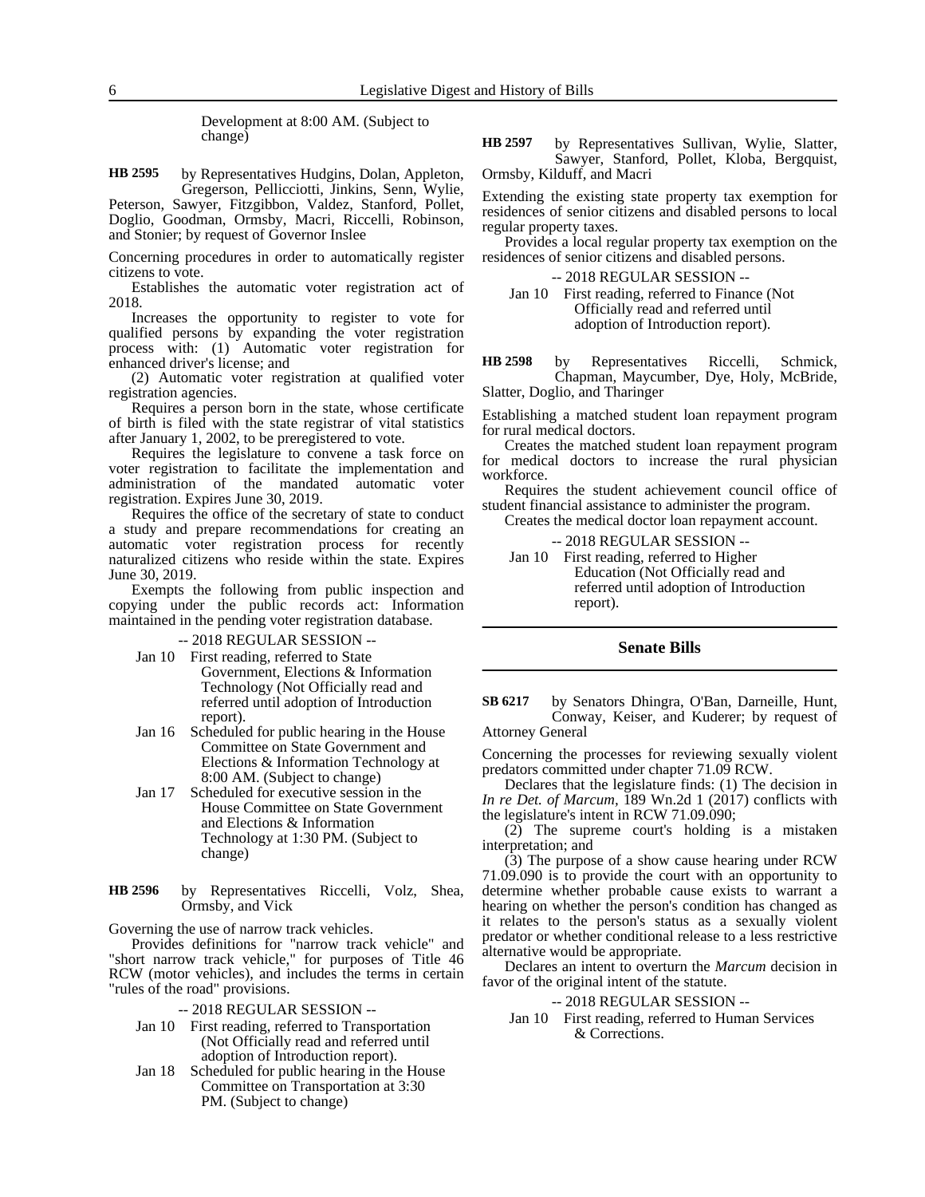Development at 8:00 AM. (Subject to change)

**HB 2595** by Representatives Hudgins, Dolan, Appleton, Gregerson, Pellicciotti, Jinkins, Senn, Wylie, Peterson, Sawyer, Fitzgibbon, Valdez, Stanford, Pollet, Doglio, Goodman, Ormsby, Macri, Riccelli, Robinson, and Stonier; by request of Governor Inslee

Concerning procedures in order to automatically register citizens to vote.

Establishes the automatic voter registration act of 2018.

Increases the opportunity to register to vote for qualified persons by expanding the voter registration process with: (1) Automatic voter registration for enhanced driver's license; and

(2) Automatic voter registration at qualified voter registration agencies.

Requires a person born in the state, whose certificate of birth is filed with the state registrar of vital statistics after January 1, 2002, to be preregistered to vote.

Requires the legislature to convene a task force on voter registration to facilitate the implementation and administration of the mandated automatic voter registration. Expires June 30, 2019.

Requires the office of the secretary of state to conduct a study and prepare recommendations for creating an automatic voter registration process for recently naturalized citizens who reside within the state. Expires June 30, 2019.

Exempts the following from public inspection and copying under the public records act: Information maintained in the pending voter registration database.

-- 2018 REGULAR SESSION --

Jan 10 First reading, referred to State Government, Elections & Information Technology (Not Officially read and referred until adoption of Introduction report).

Jan 16 Scheduled for public hearing in the House Committee on State Government and Elections & Information Technology at 8:00 AM. (Subject to change)

Jan 17 Scheduled for executive session in the House Committee on State Government and Elections & Information Technology at 1:30 PM. (Subject to change)

**HB 2596** by Representatives Riccelli, Volz, Shea, Ormsby, and Vick

Governing the use of narrow track vehicles.

Provides definitions for "narrow track vehicle" and "short narrow track vehicle," for purposes of Title 46 RCW (motor vehicles), and includes the terms in certain "rules of the road" provisions.

-- 2018 REGULAR SESSION --

Jan 10 First reading, referred to Transportation (Not Officially read and referred until adoption of Introduction report).

Jan 18 Scheduled for public hearing in the House Committee on Transportation at 3:30 PM. (Subject to change)

**HB 2597** by Representatives Sullivan, Wylie, Slatter, Sawyer, Stanford, Pollet, Kloba, Bergquist, Ormsby, Kilduff, and Macri

Extending the existing state property tax exemption for residences of senior citizens and disabled persons to local regular property taxes.

Provides a local regular property tax exemption on the residences of senior citizens and disabled persons.

-- 2018 REGULAR SESSION --

Jan 10 First reading, referred to Finance (Not Officially read and referred until adoption of Introduction report).

**HB 2598** by Representatives Riccelli, Schmick, Chapman, Maycumber, Dye, Holy, McBride, Slatter, Doglio, and Tharinger

Establishing a matched student loan repayment program for rural medical doctors.

Creates the matched student loan repayment program for medical doctors to increase the rural physician workforce.

Requires the student achievement council office of student financial assistance to administer the program.

Creates the medical doctor loan repayment account.

-- 2018 REGULAR SESSION --

Jan 10 First reading, referred to Higher Education (Not Officially read and referred until adoption of Introduction report).

## Senate Bills

**SB 6217** by Senators Dhingra, O'Ban, Darneille, Hunt, Conway, Keiser, and Kuderer; by request of Attorney General

Concerning the processes for reviewing sexually violent predators committed under chapter 71.09 RCW.

Declares that the legislature finds: (1) The decision in *In re Det. of Marcum*, 189 Wn.2d 1 (2017) conflicts with the legislature's intent in RCW 71.09.090;

(2) The supreme court's holding is a mistaken interpretation; and

(3) The purpose of a show cause hearing under RCW 71.09.090 is to provide the court with an opportunity to determine whether probable cause exists to warrant a hearing on whether the person's condition has changed as it relates to the person's status as a sexually violent predator or whether conditional release to a less restrictive alternative would be appropriate.

Declares an intent to overturn the *Marcum* decision in favor of the original intent of the statute.

-- 2018 REGULAR SESSION --

Jan 10 First reading, referred to Human Services & Corrections.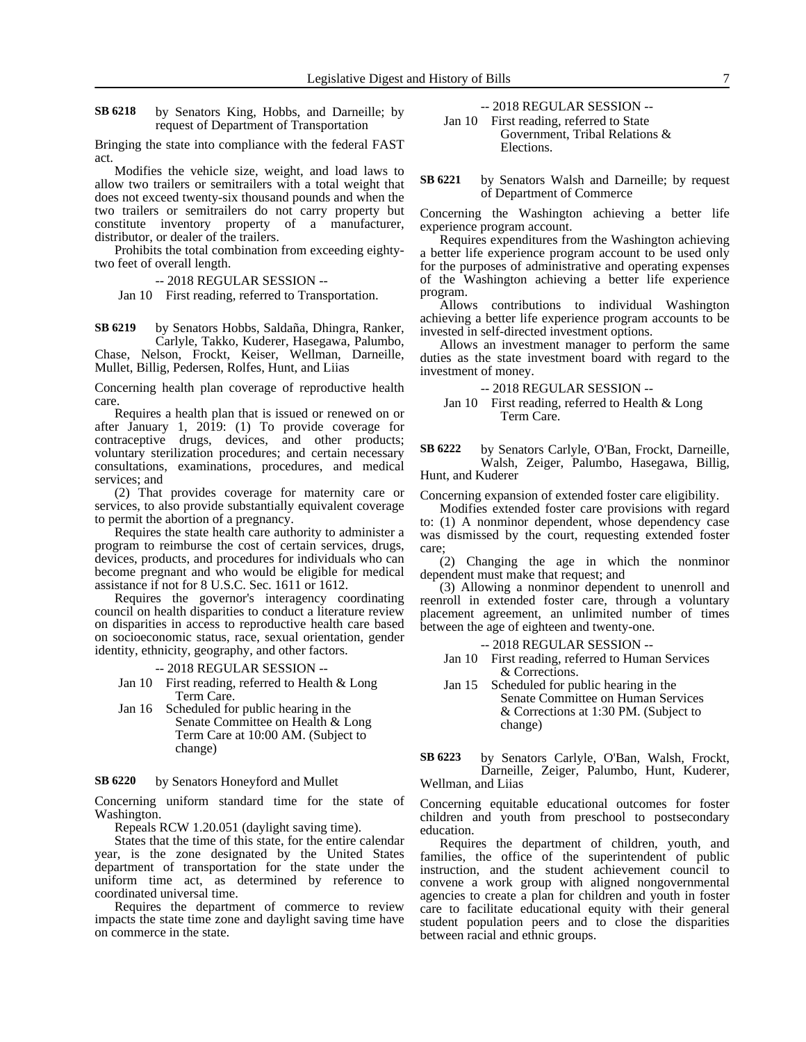**SB 6218** by Senators King, Hobbs, and Darneille; by request of Department of Transportation

Bringing the state into compliance with the federal FAST act.

Modifies the vehicle size, weight, and load laws to allow two trailers or semitrailers with a total weight that does not exceed twenty-six thousand pounds and when the two trailers or semitrailers do not carry property but constitute inventory property of a manufacturer, distributor, or dealer of the trailers.

Prohibits the total combination from exceeding eighty-two feet of overall length.

-- 2018 REGULAR SESSION --

Jan 10 First reading, referred to Transportation.

**SB 6219** by Senators Hobbs, Saldaña, Dhingra, Ranker, Carlyle, Takko, Kuderer, Hasegawa, Palumbo, Chase, Nelson, Frockt, Keiser, Wellman, Darneille, Mullet, Billig, Pedersen, Rolfes, Hunt, and Liias

Concerning health plan coverage of reproductive health care.

Requires a health plan that is issued or renewed on or after January 1, 2019: (1) To provide coverage for contraceptive drugs, devices, and other products; voluntary sterilization procedures; and certain necessary consultations, examinations, procedures, and medical services; and

(2) That provides coverage for maternity care or services, to also provide substantially equivalent coverage to permit the abortion of a pregnancy.

Requires the state health care authority to administer a program to reimburse the cost of certain services, drugs, devices, products, and procedures for individuals who can become pregnant and who would be eligible for medical assistance if not for 8 U.S.C. Sec. 1611 or 1612.

Requires the governor's interagency coordinating council on health disparities to conduct a literature review on disparities in access to reproductive health care based on socioeconomic status, race, sexual orientation, gender identity, ethnicity, geography, and other factors.

-- 2018 REGULAR SESSION --

Jan 10 First reading, referred to Health & Long Term Care.

Jan 16 Scheduled for public hearing in the Senate Committee on Health & Long Term Care at 10:00 AM. (Subject to change)

**SB 6220** by Senators Honeyford and Mullet

Concerning uniform standard time for the state of Washington.

Repeals RCW 1.20.051 (daylight saving time).

States that the time of this state, for the entire calendar year, is the zone designated by the United States department of transportation for the state under the uniform time act, as determined by reference to coordinated universal time.

Requires the department of commerce to review impacts the state time zone and daylight saving time have on commerce in the state.

-- 2018 REGULAR SESSION --

Jan 10 First reading, referred to State Government, Tribal Relations & Elections.

**SB 6221** by Senators Walsh and Darneille; by request of Department of Commerce

Concerning the Washington achieving a better life experience program account.

Requires expenditures from the Washington achieving a better life experience program account to be used only for the purposes of administrative and operating expenses of the Washington achieving a better life experience program.

Allows contributions to individual Washington achieving a better life experience program accounts to be invested in self-directed investment options.

Allows an investment manager to perform the same duties as the state investment board with regard to the investment of money.

-- 2018 REGULAR SESSION --

Jan 10 First reading, referred to Health & Long Term Care.

**SB 6222** by Senators Carlyle, O'Ban, Frockt, Darneille, Walsh, Zeiger, Palumbo, Hasegawa, Billig, Hunt, and Kuderer

Concerning expansion of extended foster care eligibility.

Modifies extended foster care provisions with regard to: (1) A nonminor dependent, whose dependency case was dismissed by the court, requesting extended foster care;

(2) Changing the age in which the nonminor dependent must make that request; and

(3) Allowing a nonminor dependent to unenroll and reenroll in extended foster care, through a voluntary placement agreement, an unlimited number of times between the age of eighteen and twenty-one.

-- 2018 REGULAR SESSION --

Jan 10 First reading, referred to Human Services & Corrections.

Jan 15 Scheduled for public hearing in the Senate Committee on Human Services & Corrections at 1:30 PM. (Subject to change)

**SB 6223** by Senators Carlyle, O'Ban, Walsh, Frockt, Darneille, Zeiger, Palumbo, Hunt, Kuderer, Wellman, and Liias

Concerning equitable educational outcomes for foster children and youth from preschool to postsecondary education.

Requires the department of children, youth, and families, the office of the superintendent of public instruction, and the student achievement council to convene a work group with aligned nongovernmental agencies to create a plan for children and youth in foster care to facilitate educational equity with their general student population peers and to close the disparities between racial and ethnic groups.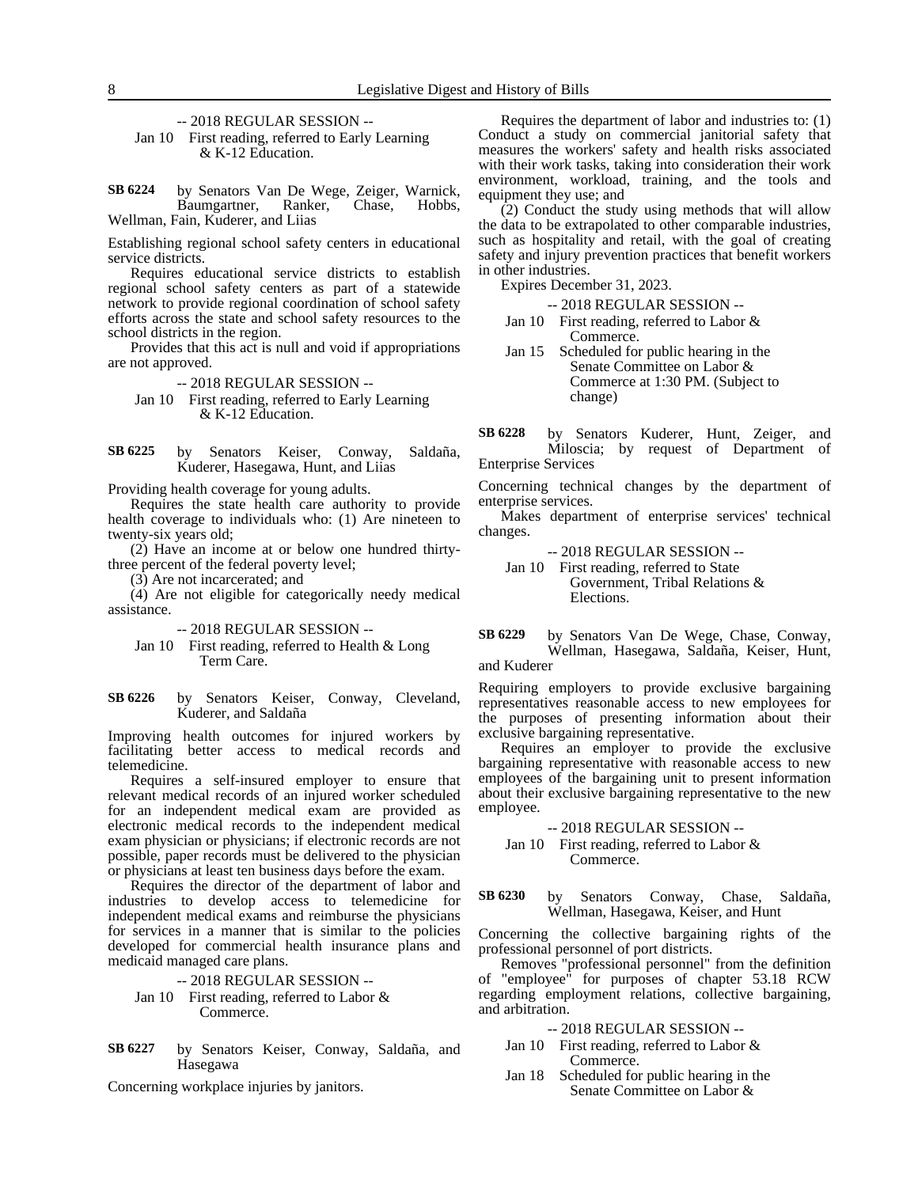-- 2018 REGULAR SESSION --

Jan 10 First reading, referred to Early Learning & K-12 Education.

**SB 6224** by Senators Van De Wege, Zeiger, Warnick, Baumgartner, Ranker, Chase, Hobbs, Wellman, Fain, Kuderer, and Liias

Establishing regional school safety centers in educational service districts.

Requires educational service districts to establish regional school safety centers as part of a statewide network to provide regional coordination of school safety efforts across the state and school safety resources to the school districts in the region.

Provides that this act is null and void if appropriations are not approved.

-- 2018 REGULAR SESSION --

Jan 10 First reading, referred to Early Learning & K-12 Education.

**SB 6225** by Senators Keiser, Conway, Saldaña, Kuderer, Hasegawa, Hunt, and Liias

Providing health coverage for young adults.

Requires the state health care authority to provide health coverage to individuals who: (1) Are nineteen to twenty-six years old;

(2) Have an income at or below one hundred thirty-three percent of the federal poverty level;

(3) Are not incarcerated; and

(4) Are not eligible for categorically needy medical assistance.

-- 2018 REGULAR SESSION --

Jan 10 First reading, referred to Health & Long Term Care.

**SB 6226** by Senators Keiser, Conway, Cleveland, Kuderer, and Saldaña

Improving health outcomes for injured workers by facilitating better access to medical records and telemedicine.

Requires a self-insured employer to ensure that relevant medical records of an injured worker scheduled for an independent medical exam are provided as electronic medical records to the independent medical exam physician or physicians; if electronic records are not possible, paper records must be delivered to the physician or physicians at least ten business days before the exam.

Requires the director of the department of labor and industries to develop access to telemedicine for independent medical exams and reimburse the physicians for services in a manner that is similar to the policies developed for commercial health insurance plans and medicaid managed care plans.

-- 2018 REGULAR SESSION --

Jan 10 First reading, referred to Labor & Commerce.

**SB 6227** by Senators Keiser, Conway, Saldaña, and Hasegawa

Concerning workplace injuries by janitors.

Requires the department of labor and industries to: (1) Conduct a study on commercial janitorial safety that measures the workers' safety and health risks associated with their work tasks, taking into consideration their work environment, workload, training, and the tools and equipment they use; and

(2) Conduct the study using methods that will allow the data to be extrapolated to other comparable industries, such as hospitality and retail, with the goal of creating safety and injury prevention practices that benefit workers in other industries.

Expires December 31, 2023.

-- 2018 REGULAR SESSION --

Jan 10 First reading, referred to Labor & Commerce.

Jan 15 Scheduled for public hearing in the Senate Committee on Labor & Commerce at 1:30 PM. (Subject to change)

**SB 6228** by Senators Kuderer, Hunt, Zeiger, and Miloscia; by request of Department of Enterprise Services

Concerning technical changes by the department of enterprise services.

Makes department of enterprise services' technical changes.

-- 2018 REGULAR SESSION --

Jan 10 First reading, referred to State Government, Tribal Relations & Elections.

**SB 6229** by Senators Van De Wege, Chase, Conway, Wellman, Hasegawa, Saldaña, Keiser, Hunt, and Kuderer

Requiring employers to provide exclusive bargaining representatives reasonable access to new employees for the purposes of presenting information about their exclusive bargaining representative.

Requires an employer to provide the exclusive bargaining representative with reasonable access to new employees of the bargaining unit to present information about their exclusive bargaining representative to the new employee.

-- 2018 REGULAR SESSION --

Jan 10 First reading, referred to Labor & Commerce.

**SB 6230** by Senators Conway, Chase, Saldaña, Wellman, Hasegawa, Keiser, and Hunt

Concerning the collective bargaining rights of the professional personnel of port districts.

Removes "professional personnel" from the definition of "employee" for purposes of chapter 53.18 RCW regarding employment relations, collective bargaining, and arbitration.

-- 2018 REGULAR SESSION --

Jan 10 First reading, referred to Labor & Commerce.

Jan 18 Scheduled for public hearing in the Senate Committee on Labor &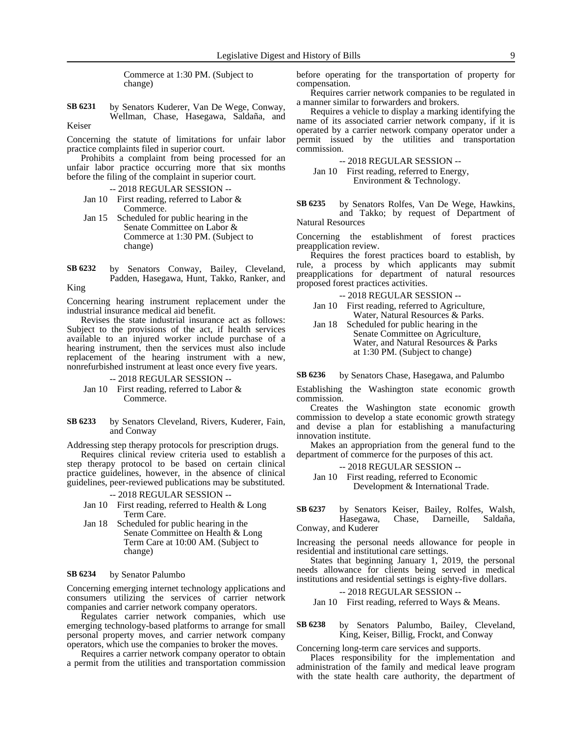Commerce at 1:30 PM. (Subject to change)

**SB 6231** by Senators Kuderer, Van De Wege, Conway, Wellman, Chase, Hasegawa, Saldaña, and Keiser

Concerning the statute of limitations for unfair labor practice complaints filed in superior court.

Prohibits a complaint from being processed for an unfair labor practice occurring more that six months before the filing of the complaint in superior court.

-- 2018 REGULAR SESSION --

Jan 10 First reading, referred to Labor & Commerce.

Jan 15 Scheduled for public hearing in the Senate Committee on Labor & Commerce at 1:30 PM. (Subject to change)

**SB 6232** by Senators Conway, Bailey, Cleveland, Padden, Hasegawa, Hunt, Takko, Ranker, and King

Concerning hearing instrument replacement under the industrial insurance medical aid benefit.

Revises the state industrial insurance act as follows: Subject to the provisions of the act, if health services available to an injured worker include purchase of a hearing instrument, then the services must also include replacement of the hearing instrument with a new, nonrefurbished instrument at least once every five years.

-- 2018 REGULAR SESSION --

Jan 10 First reading, referred to Labor & Commerce.

**SB 6233** by Senators Cleveland, Rivers, Kuderer, Fain, and Conway

Addressing step therapy protocols for prescription drugs.

Requires clinical review criteria used to establish a step therapy protocol to be based on certain clinical practice guidelines, however, in the absence of clinical guidelines, peer-reviewed publications may be substituted.

-- 2018 REGULAR SESSION --

Jan 10 First reading, referred to Health & Long Term Care.

Jan 18 Scheduled for public hearing in the Senate Committee on Health & Long Term Care at 10:00 AM. (Subject to change)

**SB 6234** by Senator Palumbo

Concerning emerging internet technology applications and consumers utilizing the services of carrier network companies and carrier network company operators.

Regulates carrier network companies, which use emerging technology-based platforms to arrange for small personal property moves, and carrier network company operators, which use the companies to broker the moves.

Requires a carrier network company operator to obtain a permit from the utilities and transportation commission before operating for the transportation of property for compensation.

Requires carrier network companies to be regulated in a manner similar to forwarders and brokers.

Requires a vehicle to display a marking identifying the name of its associated carrier network company, if it is operated by a carrier network company operator under a permit issued by the utilities and transportation commission.

-- 2018 REGULAR SESSION --

Jan 10 First reading, referred to Energy, Environment & Technology.

**SB 6235** by Senators Rolfes, Van De Wege, Hawkins, and Takko; by request of Department of Natural Resources

Concerning the establishment of forest practices preapplication review.

Requires the forest practices board to establish, by rule, a process by which applicants may submit preapplications for department of natural resources proposed forest practices activities.

-- 2018 REGULAR SESSION --

Jan 10 First reading, referred to Agriculture, Water, Natural Resources & Parks.

Jan 18 Scheduled for public hearing in the Senate Committee on Agriculture, Water, and Natural Resources & Parks at 1:30 PM. (Subject to change)

**SB 6236** by Senators Chase, Hasegawa, and Palumbo

Establishing the Washington state economic growth commission.

Creates the Washington state economic growth commission to develop a state economic growth strategy and devise a plan for establishing a manufacturing innovation institute.

Makes an appropriation from the general fund to the department of commerce for the purposes of this act.

-- 2018 REGULAR SESSION --

Jan 10 First reading, referred to Economic Development & International Trade.

**SB 6237** by Senators Keiser, Bailey, Rolfes, Walsh, Hasegawa, Chase, Darneille, Saldaña, Conway, and Kuderer

Increasing the personal needs allowance for people in residential and institutional care settings.

States that beginning January 1, 2019, the personal needs allowance for clients being served in medical institutions and residential settings is eighty-five dollars.

-- 2018 REGULAR SESSION --

Jan 10 First reading, referred to Ways & Means.

**SB 6238** by Senators Palumbo, Bailey, Cleveland, King, Keiser, Billig, Frockt, and Conway

Concerning long-term care services and supports.

Places responsibility for the implementation and administration of the family and medical leave program with the state health care authority, the department of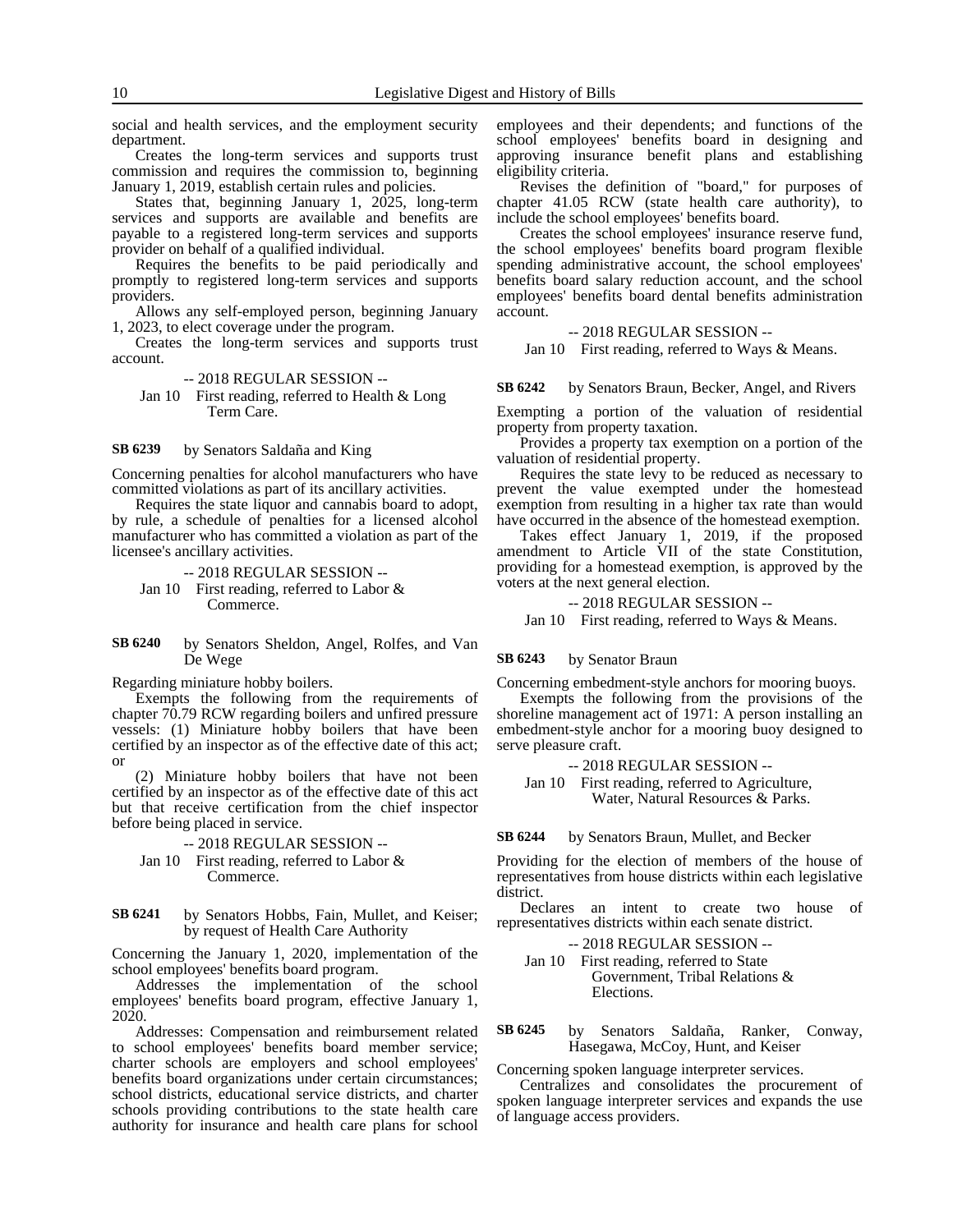social and health services, and the employment security department.

Creates the long-term services and supports trust commission and requires the commission to, beginning January 1, 2019, establish certain rules and policies.

States that, beginning January 1, 2025, long-term services and supports are available and benefits are payable to a registered long-term services and supports provider on behalf of a qualified individual.

Requires the benefits to be paid periodically and promptly to registered long-term services and supports providers.

Allows any self-employed person, beginning January 1, 2023, to elect coverage under the program.

Creates the long-term services and supports trust account.

-- 2018 REGULAR SESSION --

Jan 10 First reading, referred to Health & Long Term Care.

**SB 6239** by Senators Saldaña and King

Concerning penalties for alcohol manufacturers who have committed violations as part of its ancillary activities.

Requires the state liquor and cannabis board to adopt, by rule, a schedule of penalties for a licensed alcohol manufacturer who has committed a violation as part of the licensee's ancillary activities.

-- 2018 REGULAR SESSION --

Jan 10 First reading, referred to Labor & Commerce.

**SB 6240** by Senators Sheldon, Angel, Rolfes, and Van De Wege

Regarding miniature hobby boilers.

Exempts the following from the requirements of chapter 70.79 RCW regarding boilers and unfired pressure vessels: (1) Miniature hobby boilers that have been certified by an inspector as of the effective date of this act; or

(2) Miniature hobby boilers that have not been certified by an inspector as of the effective date of this act but that receive certification from the chief inspector before being placed in service.

-- 2018 REGULAR SESSION --

Jan 10 First reading, referred to Labor & Commerce.

**SB 6241** by Senators Hobbs, Fain, Mullet, and Keiser; by request of Health Care Authority

Concerning the January 1, 2020, implementation of the school employees' benefits board program.

Addresses the implementation of the school employees' benefits board program, effective January 1, 2020.

Addresses: Compensation and reimbursement related to school employees' benefits board member service; charter schools are employers and school employees' benefits board organizations under certain circumstances; school districts, educational service districts, and charter schools providing contributions to the state health care authority for insurance and health care plans for school employees and their dependents; and functions of the school employees' benefits board in designing and approving insurance benefit plans and establishing eligibility criteria.

Revises the definition of "board," for purposes of chapter 41.05 RCW (state health care authority), to include the school employees' benefits board.

Creates the school employees' insurance reserve fund, the school employees' benefits board program flexible spending administrative account, the school employees' benefits board salary reduction account, and the school employees' benefits board dental benefits administration account.

-- 2018 REGULAR SESSION --

Jan 10 First reading, referred to Ways & Means.

**SB 6242** by Senators Braun, Becker, Angel, and Rivers

Exempting a portion of the valuation of residential property from property taxation.

Provides a property tax exemption on a portion of the valuation of residential property.

Requires the state levy to be reduced as necessary to prevent the value exempted under the homestead exemption from resulting in a higher tax rate than would have occurred in the absence of the homestead exemption.

Takes effect January 1, 2019, if the proposed amendment to Article VII of the state Constitution, providing for a homestead exemption, is approved by the voters at the next general election.

-- 2018 REGULAR SESSION --

Jan 10 First reading, referred to Ways & Means.

**SB 6243** by Senator Braun

Concerning embedment-style anchors for mooring buoys.

Exempts the following from the provisions of the shoreline management act of 1971: A person installing an embedment-style anchor for a mooring buoy designed to serve pleasure craft.

-- 2018 REGULAR SESSION --

Jan 10 First reading, referred to Agriculture, Water, Natural Resources & Parks.

**SB 6244** by Senators Braun, Mullet, and Becker

Providing for the election of members of the house of representatives from house districts within each legislative district.

Declares an intent to create two house of representatives districts within each senate district.

-- 2018 REGULAR SESSION --

Jan 10 First reading, referred to State Government, Tribal Relations & Elections.

**SB 6245** by Senators Saldaña, Ranker, Conway, Hasegawa, McCoy, Hunt, and Keiser

Concerning spoken language interpreter services.

Centralizes and consolidates the procurement of spoken language interpreter services and expands the use of language access providers.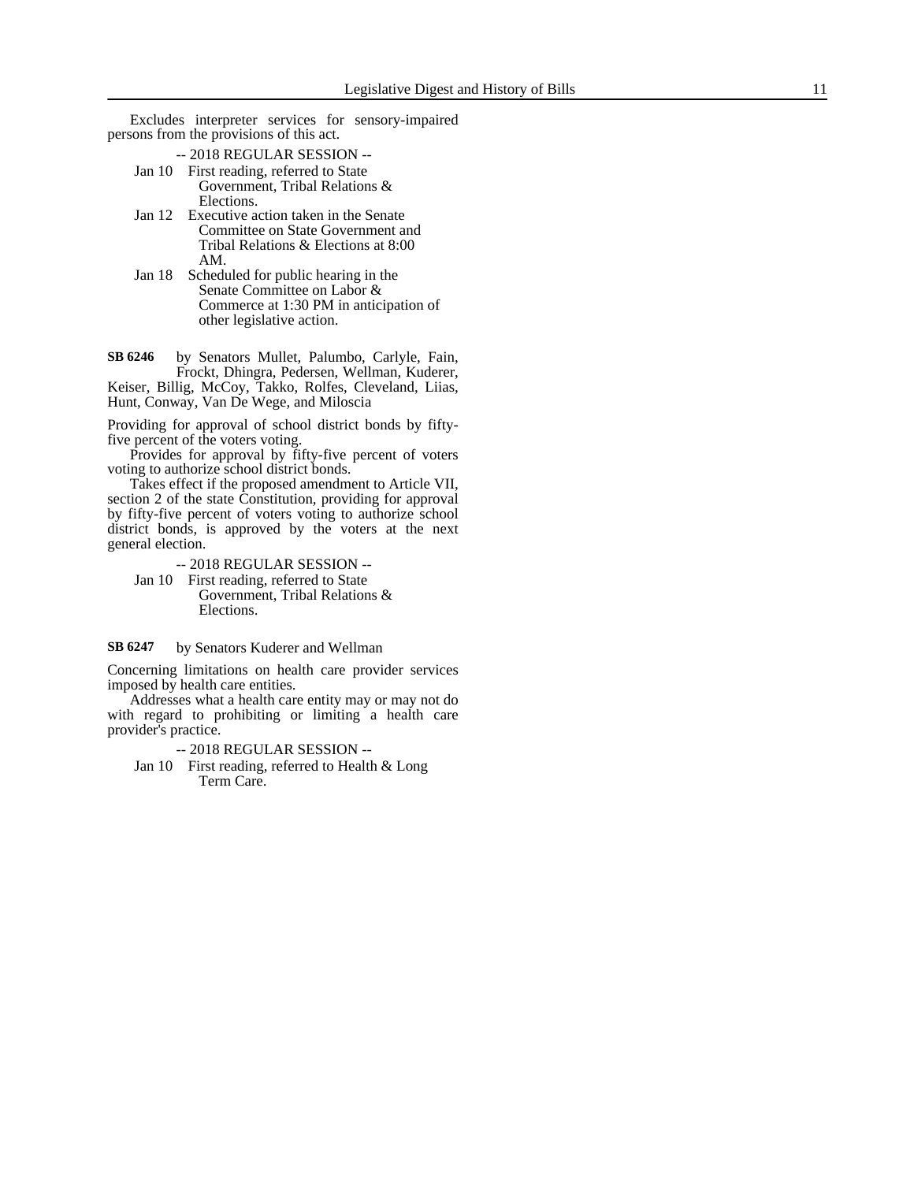Excludes interpreter services for sensory-impaired persons from the provisions of this act.

-- 2018 REGULAR SESSION --

Jan 10 First reading, referred to State Government, Tribal Relations & Elections.

Jan 12 Executive action taken in the Senate Committee on State Government and Tribal Relations & Elections at 8:00 AM.

Jan 18 Scheduled for public hearing in the Senate Committee on Labor & Commerce at 1:30 PM in anticipation of other legislative action.

**SB 6246** by Senators Mullet, Palumbo, Carlyle, Fain, Frockt, Dhingra, Pedersen, Wellman, Kuderer, Keiser, Billig, McCoy, Takko, Rolfes, Cleveland, Liias, Hunt, Conway, Van De Wege, and Miloscia

Providing for approval of school district bonds by fifty-five percent of the voters voting.

Provides for approval by fifty-five percent of voters voting to authorize school district bonds.

Takes effect if the proposed amendment to Article VII, section 2 of the state Constitution, providing for approval by fifty-five percent of voters voting to authorize school district bonds, is approved by the voters at the next general election.

-- 2018 REGULAR SESSION --

Jan 10 First reading, referred to State Government, Tribal Relations & Elections.

**SB 6247** by Senators Kuderer and Wellman

Concerning limitations on health care provider services imposed by health care entities.

Addresses what a health care entity may or may not do with regard to prohibiting or limiting a health care provider's practice.

-- 2018 REGULAR SESSION --

Jan 10 First reading, referred to Health & Long Term Care.